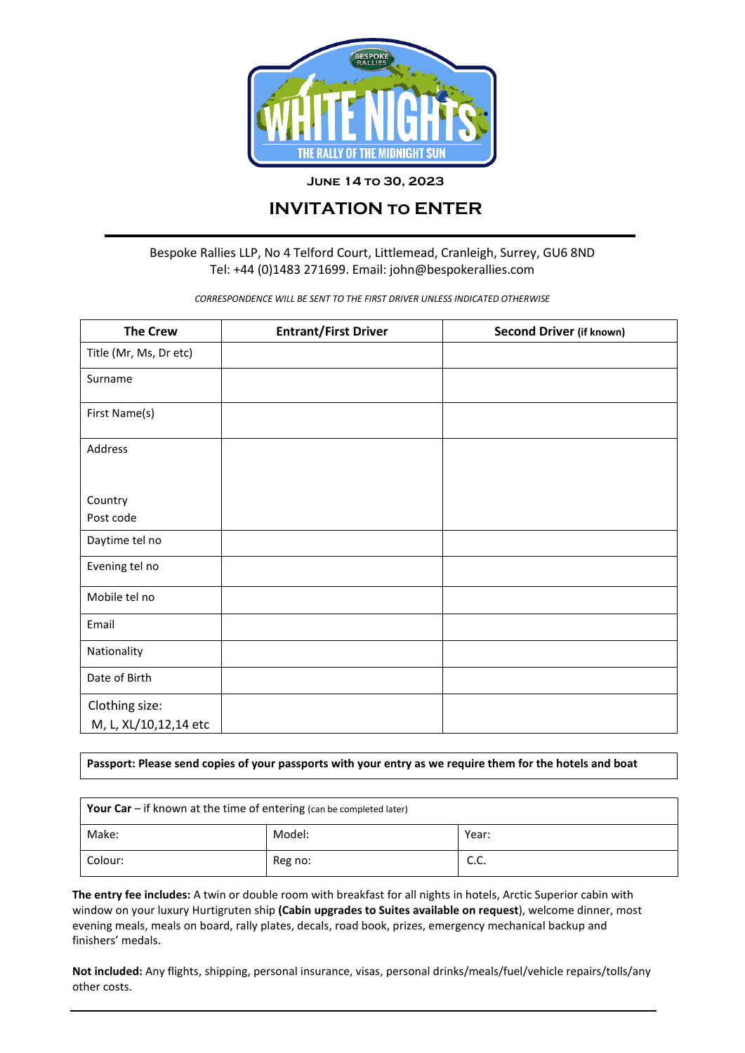# WHITE NIGHTS

THE RALLY OF THE MIDNIGHT SUN

**JUNE 14 TO 30, 2023**

## INVITATION TO ENTER

Bespoke Rallies LLP, No 4 Telford Court, Littlemead, Cranleigh, Surrey, GU6 8ND
Tel: +44 (0)1483 271699. Email: john@bespokerallies.com

*CORRESPONDENCE WILL BE SENT TO THE FIRST DRIVER UNLESS INDICATED OTHERWISE*

| The Crew | Entrant/First Driver | Second Driver (if known) |
|---|---|---|
| Title (Mr, Ms, Dr etc) | | |
| Surname | | |
| First Name(s) | | |
| Address<br><br>Country<br>Post code | | |
| Daytime tel no | | |
| Evening tel no | | |
| Mobile tel no | | |
| Email | | |
| Nationality | | |
| Date of Birth | | |
| Clothing size:<br>M, L, XL/10,12,14 etc | | |

**Passport: Please send copies of your passports with your entry as we require them for the hotels and boat**

| **Your Car** – if known at the time of entering (can be completed later) | | |
|---|---|---|
| Make: | Model: | Year: |
| Colour: | Reg no: | C.C. |

**The entry fee includes:** A twin or double room with breakfast for all nights in hotels, Arctic Superior cabin with window on your luxury Hurtigruten ship **(Cabin upgrades to Suites available on request)**, welcome dinner, most evening meals, meals on board, rally plates, decals, road book, prizes, emergency mechanical backup and finishers' medals.

**Not included:** Any flights, shipping, personal insurance, visas, personal drinks/meals/fuel/vehicle repairs/tolls/any other costs.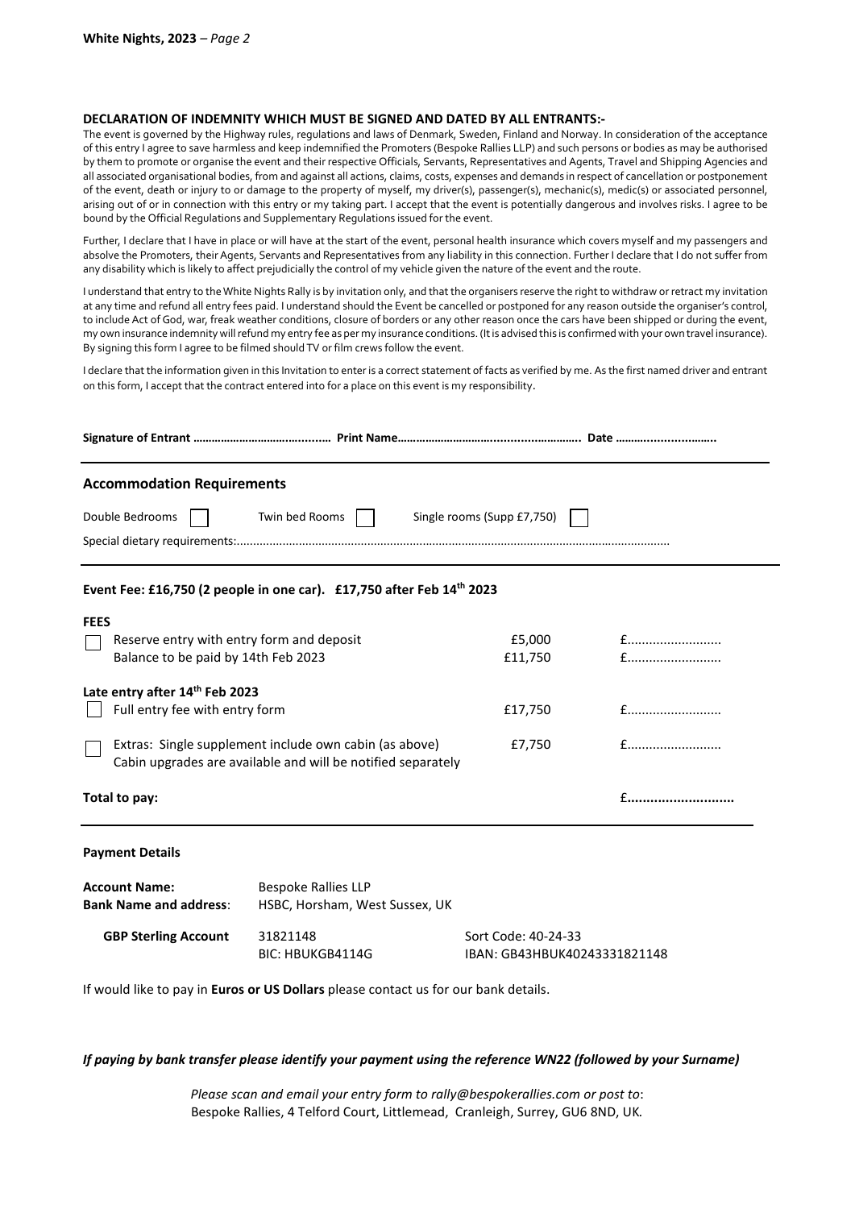**DECLARATION OF INDEMNITY WHICH MUST BE SIGNED AND DATED BY ALL ENTRANTS:-**

The event is governed by the Highway rules, regulations and laws of Denmark, Sweden, Finland and Norway. In consideration of the acceptance of this entry I agree to save harmless and keep indemnified the Promoters (Bespoke Rallies LLP) and such persons or bodies as may be authorised by them to promote or organise the event and their respective Officials, Servants, Representatives and Agents, Travel and Shipping Agencies and all associated organisational bodies, from and against all actions, claims, costs, expenses and demands in respect of cancellation or postponement of the event, death or injury to or damage to the property of myself, my driver(s), passenger(s), mechanic(s), medic(s) or associated personnel, arising out of or in connection with this entry or my taking part. I accept that the event is potentially dangerous and involves risks. I agree to be bound by the Official Regulations and Supplementary Regulations issued for the event.

Further, I declare that I have in place or will have at the start of the event, personal health insurance which covers myself and my passengers and absolve the Promoters, their Agents, Servants and Representatives from any liability in this connection. Further I declare that I do not suffer from any disability which is likely to affect prejudicially the control of my vehicle given the nature of the event and the route.

I understand that entry to the White Nights Rally is by invitation only, and that the organisers reserve the right to withdraw or retract my invitation at any time and refund all entry fees paid. I understand should the Event be cancelled or postponed for any reason outside the organiser's control, to include Act of God, war, freak weather conditions, closure of borders or any other reason once the cars have been shipped or during the event, my own insurance indemnity will refund my entry fee as per my insurance conditions. (It is advised this is confirmed with your own travel insurance). By signing this form I agree to be filmed should TV or film crews follow the event.

I declare that the information given in this Invitation to enter is a correct statement of facts as verified by me. As the first named driver and entrant on this form, I accept that the contract entered into for a place on this event is my responsibility.

**Signature of Entrant ……………………………………… Print Name……………………………………………………. Date ……………………….**

## Accommodation Requirements

Double Bedrooms ☐ Twin bed Rooms ☐ Single rooms (Supp £7,750) ☐

Special dietary requirements:……………………………………………………………………………………………………………………………

**Event Fee: £16,750 (2 people in one car). £17,750 after Feb 14th 2023**

**FEES**

| | | |
|---|---|---|
| ☐ Reserve entry with entry form and deposit | £5,000 | £…………………….. |
| Balance to be paid by 14th Feb 2023 | £11,750 | £…………………….. |
| **Late entry after 14th Feb 2023** | | |
| ☐ Full entry fee with entry form | £17,750 | £…………………….. |
| ☐ Extras: Single supplement include own cabin (as above) Cabin upgrades are available and will be notified separately | £7,750 | £…………………….. |
| **Total to pay:** | | **£……………………….** |

**Payment Details**

| | | |
|---|---|---|
| **Account Name:** | Bespoke Rallies LLP | |
| **Bank Name and address**: | HSBC, Horsham, West Sussex, UK | |
| **GBP Sterling Account** | 31821148 | Sort Code: 40-24-33 |
| | BIC: HBUKGB4114G | IBAN: GB43HBUK40243331821148 |

If would like to pay in **Euros or US Dollars** please contact us for our bank details.

***If paying by bank transfer please identify your payment using the reference WN22 (followed by your Surname)***

*Please scan and email your entry form to rally@bespokerallies.com or post to*:
Bespoke Rallies, 4 Telford Court, Littlemead, Cranleigh, Surrey, GU6 8ND, UK.